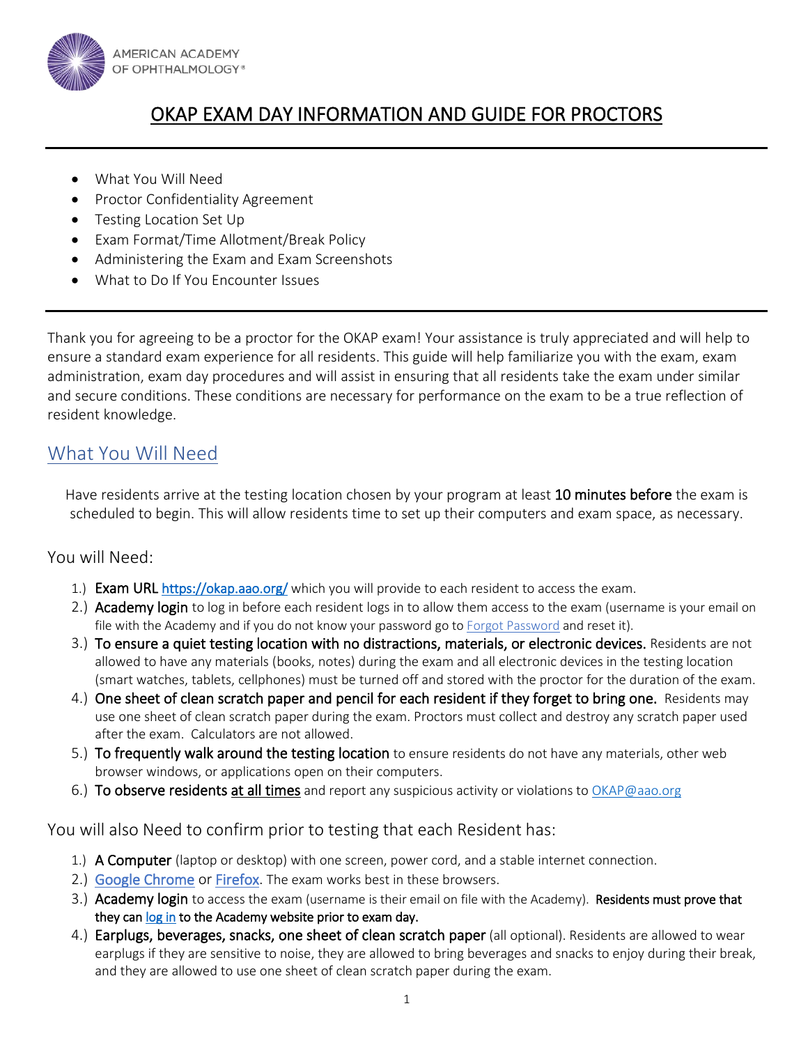AMERICAN ACADEMY OF OPHTHALMOLOGY®

# OKAP EXAM DAY INFORMATION AND GUIDE FOR PROCTORS

- What You Will Need
- Proctor Confidentiality Agreement
- Testing Location Set Up
- Exam Format/Time Allotment/Break Policy
- Administering the Exam and Exam Screenshots
- What to Do If You Encounter Issues

Thank you for agreeing to be a proctor for the OKAP exam! Your assistance is truly appreciated and will help to ensure a standard exam experience for all residents. This guide will help familiarize you with the exam, exam administration, exam day procedures and will assist in ensuring that all residents take the exam under similar and secure conditions. These conditions are necessary for performance on the exam to be a true reflection of resident knowledge.

## What You Will Need

Have residents arrive at the testing location chosen by your program at least **10 minutes before** the exam is scheduled to begin. This will allow residents time to set up their computers and exam space, as necessary.

### You will Need:

1.) **Exam URL** https://okap.aao.org/ which you will provide to each resident to access the exam.
2.) **Academy login** to log in before each resident logs in to allow them access to the exam (username is your email on file with the Academy and if you do not know your password go to Forgot Password and reset it).
3.) **To ensure a quiet testing location with no distractions, materials, or electronic devices.** Residents are not allowed to have any materials (books, notes) during the exam and all electronic devices in the testing location (smart watches, tablets, cellphones) must be turned off and stored with the proctor for the duration of the exam.
4.) **One sheet of clean scratch paper and pencil for each resident if they forget to bring one.** Residents may use one sheet of clean scratch paper during the exam. Proctors must collect and destroy any scratch paper used after the exam. Calculators are not allowed.
5.) **To frequently walk around the testing location** to ensure residents do not have any materials, other web browser windows, or applications open on their computers.
6.) **To observe residents at all times** and report any suspicious activity or violations to OKAP@aao.org

### You will also Need to confirm prior to testing that each Resident has:

1.) **A Computer** (laptop or desktop) with one screen, power cord, and a stable internet connection.
2.) Google Chrome or Firefox. The exam works best in these browsers.
3.) **Academy login** to access the exam (username is their email on file with the Academy). **Residents must prove that they can log in to the Academy website prior to exam day.**
4.) **Earplugs, beverages, snacks, one sheet of clean scratch paper** (all optional). Residents are allowed to wear earplugs if they are sensitive to noise, they are allowed to bring beverages and snacks to enjoy during their break, and they are allowed to use one sheet of clean scratch paper during the exam.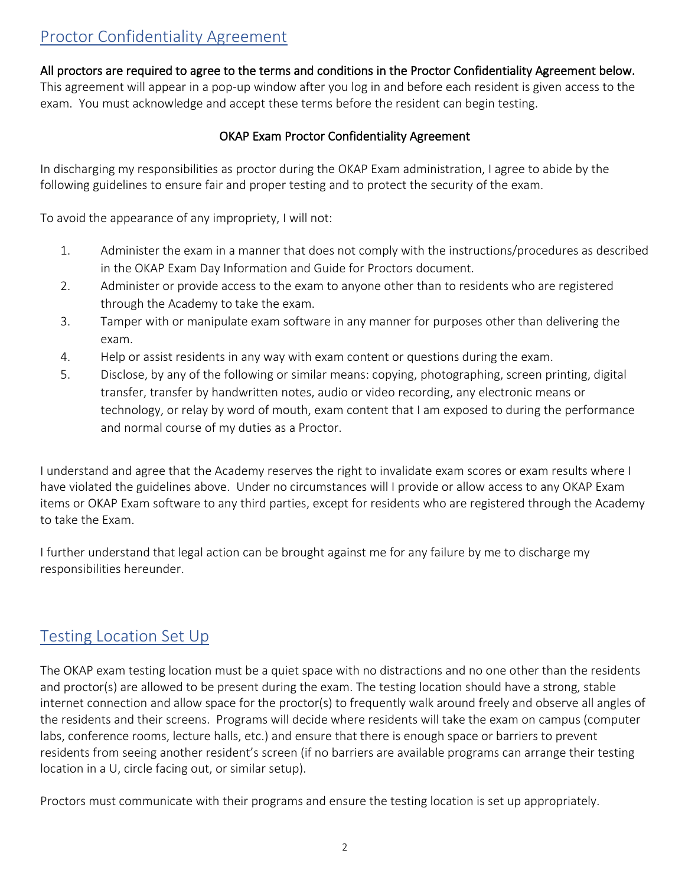## Proctor Confidentiality Agreement

**All proctors are required to agree to the terms and conditions in the Proctor Confidentiality Agreement below.** This agreement will appear in a pop-up window after you log in and before each resident is given access to the exam. You must acknowledge and accept these terms before the resident can begin testing.

### OKAP Exam Proctor Confidentiality Agreement

In discharging my responsibilities as proctor during the OKAP Exam administration, I agree to abide by the following guidelines to ensure fair and proper testing and to protect the security of the exam.

To avoid the appearance of any impropriety, I will not:

1. Administer the exam in a manner that does not comply with the instructions/procedures as described in the OKAP Exam Day Information and Guide for Proctors document.
2. Administer or provide access to the exam to anyone other than to residents who are registered through the Academy to take the exam.
3. Tamper with or manipulate exam software in any manner for purposes other than delivering the exam.
4. Help or assist residents in any way with exam content or questions during the exam.
5. Disclose, by any of the following or similar means: copying, photographing, screen printing, digital transfer, transfer by handwritten notes, audio or video recording, any electronic means or technology, or relay by word of mouth, exam content that I am exposed to during the performance and normal course of my duties as a Proctor.

I understand and agree that the Academy reserves the right to invalidate exam scores or exam results where I have violated the guidelines above. Under no circumstances will I provide or allow access to any OKAP Exam items or OKAP Exam software to any third parties, except for residents who are registered through the Academy to take the Exam.

I further understand that legal action can be brought against me for any failure by me to discharge my responsibilities hereunder.

## Testing Location Set Up

The OKAP exam testing location must be a quiet space with no distractions and no one other than the residents and proctor(s) are allowed to be present during the exam. The testing location should have a strong, stable internet connection and allow space for the proctor(s) to frequently walk around freely and observe all angles of the residents and their screens. Programs will decide where residents will take the exam on campus (computer labs, conference rooms, lecture halls, etc.) and ensure that there is enough space or barriers to prevent residents from seeing another resident's screen (if no barriers are available programs can arrange their testing location in a U, circle facing out, or similar setup).

Proctors must communicate with their programs and ensure the testing location is set up appropriately.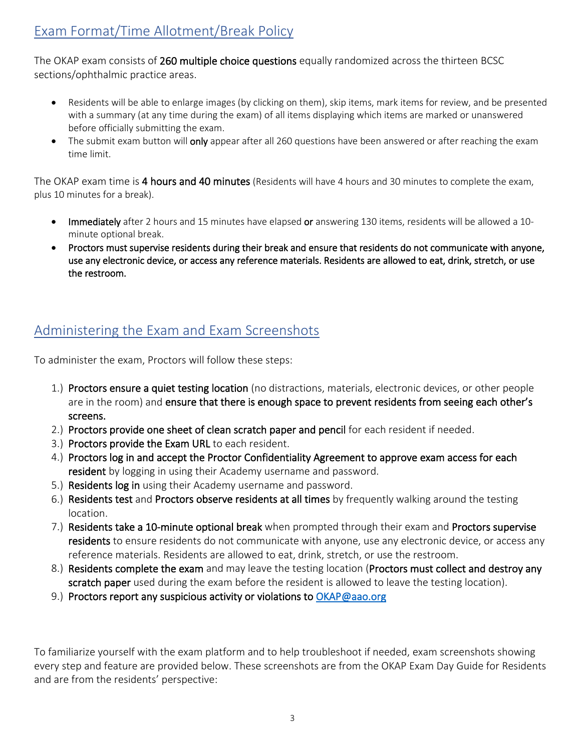## Exam Format/Time Allotment/Break Policy

The OKAP exam consists of **260 multiple choice questions** equally randomized across the thirteen BCSC sections/ophthalmic practice areas.

- Residents will be able to enlarge images (by clicking on them), skip items, mark items for review, and be presented with a summary (at any time during the exam) of all items displaying which items are marked or unanswered before officially submitting the exam.
- The submit exam button will **only** appear after all 260 questions have been answered or after reaching the exam time limit.

The OKAP exam time is **4 hours and 40 minutes** (Residents will have 4 hours and 30 minutes to complete the exam, plus 10 minutes for a break).

- **Immediately** after 2 hours and 15 minutes have elapsed **or** answering 130 items, residents will be allowed a 10-minute optional break.
- **Proctors must supervise residents during their break and ensure that residents do not communicate with anyone, use any electronic device, or access any reference materials. Residents are allowed to eat, drink, stretch, or use the restroom.**

## Administering the Exam and Exam Screenshots

To administer the exam, Proctors will follow these steps:

1.) **Proctors ensure a quiet testing location** (no distractions, materials, electronic devices, or other people are in the room) and **ensure that there is enough space to prevent residents from seeing each other's screens.**
2.) **Proctors provide one sheet of clean scratch paper and pencil** for each resident if needed.
3.) **Proctors provide the Exam URL** to each resident.
4.) **Proctors log in and accept the Proctor Confidentiality Agreement to approve exam access for each resident** by logging in using their Academy username and password.
5.) **Residents log in** using their Academy username and password.
6.) **Residents test** and **Proctors observe residents at all times** by frequently walking around the testing location.
7.) **Residents take a 10-minute optional break** when prompted through their exam and **Proctors supervise residents** to ensure residents do not communicate with anyone, use any electronic device, or access any reference materials. Residents are allowed to eat, drink, stretch, or use the restroom.
8.) **Residents complete the exam** and may leave the testing location (**Proctors must collect and destroy any scratch paper** used during the exam before the resident is allowed to leave the testing location).
9.) **Proctors report any suspicious activity or violations to** [OKAP@aao.org](mailto:OKAP@aao.org)

To familiarize yourself with the exam platform and to help troubleshoot if needed, exam screenshots showing every step and feature are provided below. These screenshots are from the OKAP Exam Day Guide for Residents and are from the residents' perspective: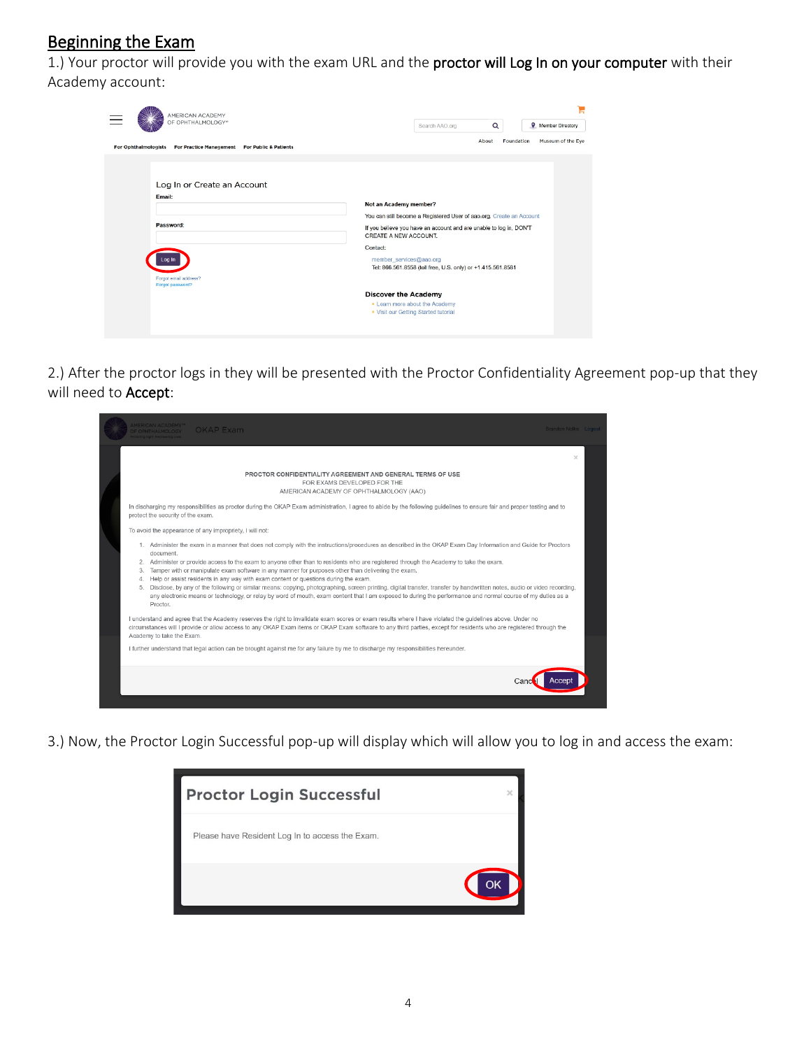## Beginning the Exam

1.) Your proctor will provide you with the exam URL and the **proctor will Log In on your computer** with their Academy account:

2.) After the proctor logs in they will be presented with the Proctor Confidentiality Agreement pop-up that they will need to **Accept**:

3.) Now, the Proctor Login Successful pop-up will display which will allow you to log in and access the exam: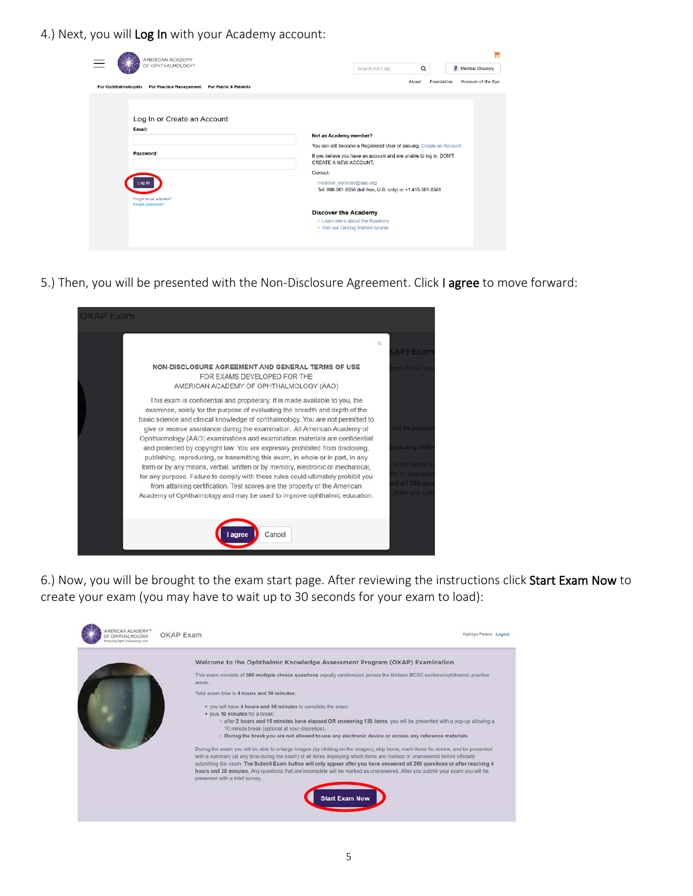4.) Next, you will **Log In** with your Academy account:

5.) Then, you will be presented with the Non-Disclosure Agreement. Click **I agree** to move forward:

6.) Now, you will be brought to the exam start page. After reviewing the instructions click **Start Exam Now** to create your exam (you may have to wait up to 30 seconds for your exam to load):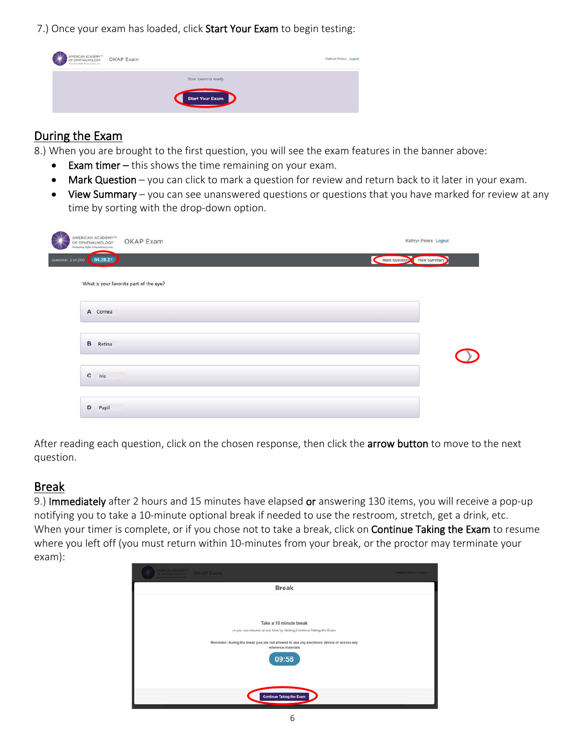7.) Once your exam has loaded, click **Start Your Exam** to begin testing:

## During the Exam

8.) When you are brought to the first question, you will see the exam features in the banner above:

- **Exam timer –** this shows the time remaining on your exam.
- **Mark Question** – you can click to mark a question for review and return back to it later in your exam.
- **View Summary** – you can see unanswered questions or questions that you have marked for review at any time by sorting with the drop-down option.

After reading each question, click on the chosen response, then click the **arrow button** to move to the next question.

## Break

9.) **Immediately** after 2 hours and 15 minutes have elapsed **or** answering 130 items, you will receive a pop-up notifying you to take a 10-minute optional break if needed to use the restroom, stretch, get a drink, etc. When your timer is complete, or if you chose not to take a break, click on **Continue Taking the Exam** to resume where you left off (you must return within 10-minutes from your break, or the proctor may terminate your exam):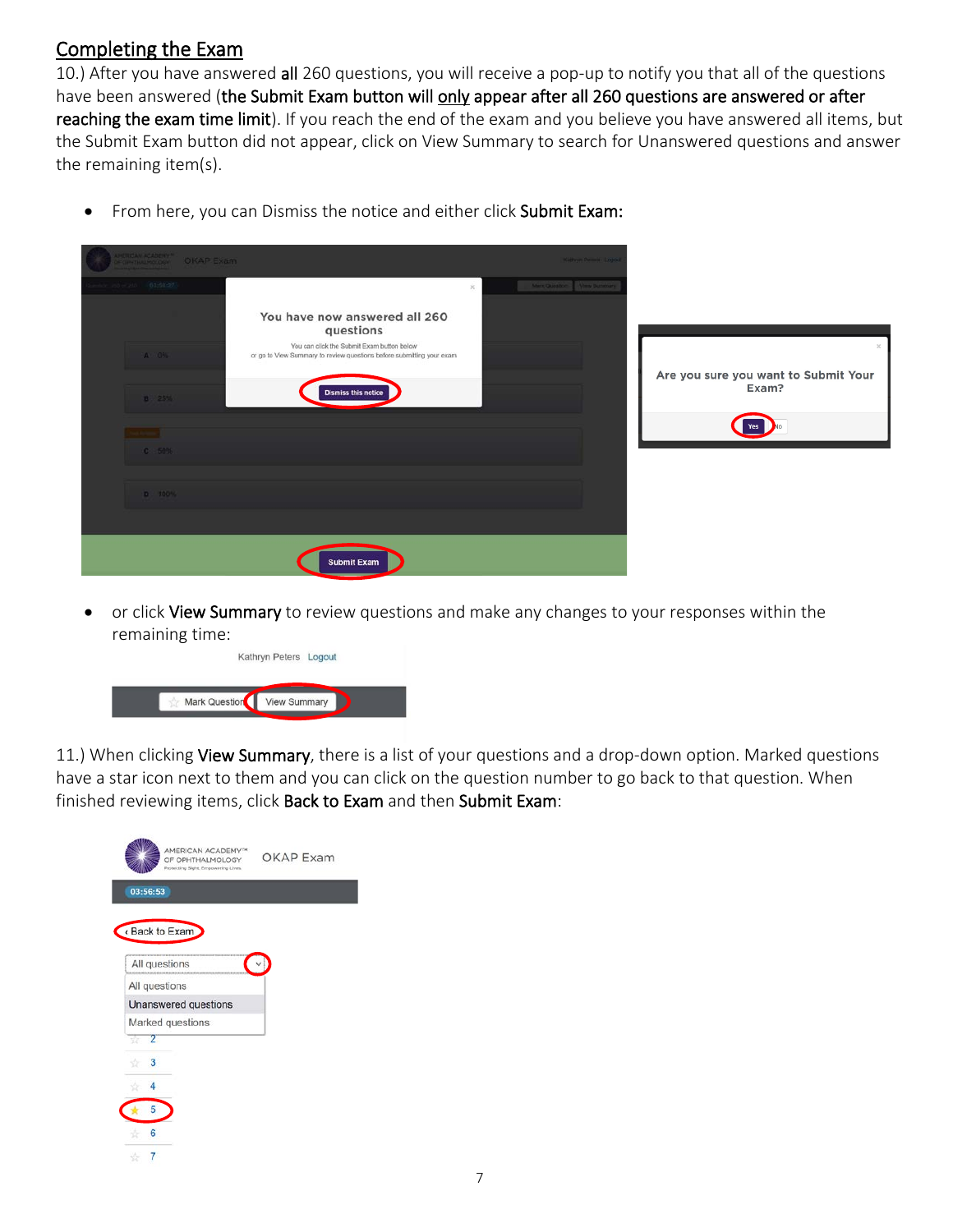## Completing the Exam

10.) After you have answered **all** 260 questions, you will receive a pop-up to notify you that all of the questions have been answered (**the Submit Exam button will only appear after all 260 questions are answered or after reaching the exam time limit**). If you reach the end of the exam and you believe you have answered all items, but the Submit Exam button did not appear, click on View Summary to search for Unanswered questions and answer the remaining item(s).

- From here, you can Dismiss the notice and either click **Submit Exam:**

- or click **View Summary** to review questions and make any changes to your responses within the remaining time:

11.) When clicking **View Summary**, there is a list of your questions and a drop-down option. Marked questions have a star icon next to them and you can click on the question number to go back to that question. When finished reviewing items, click **Back to Exam** and then **Submit Exam**: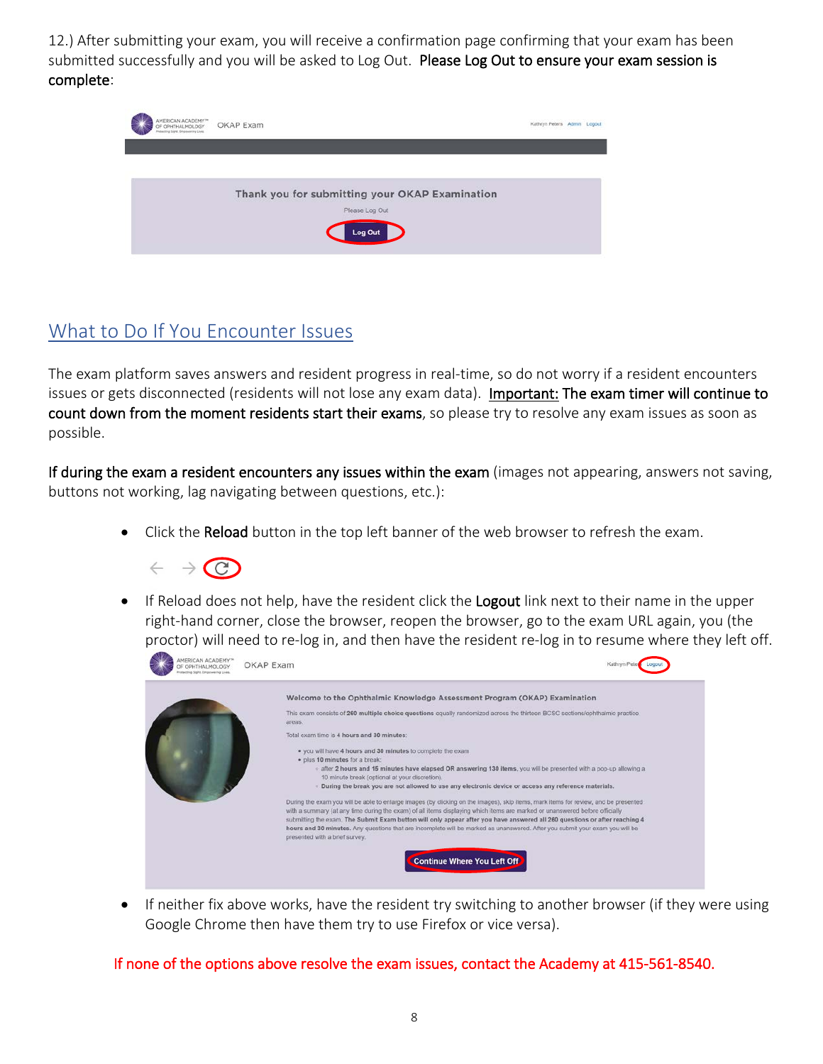12.) After submitting your exam, you will receive a confirmation page confirming that your exam has been submitted successfully and you will be asked to Log Out. **Please Log Out to ensure your exam session is complete**:

## What to Do If You Encounter Issues

The exam platform saves answers and resident progress in real-time, so do not worry if a resident encounters issues or gets disconnected (residents will not lose any exam data). **Important: The exam timer will continue to count down from the moment residents start their exams**, so please try to resolve any exam issues as soon as possible.

**If during the exam a resident encounters any issues within the exam** (images not appearing, answers not saving, buttons not working, lag navigating between questions, etc.):

- Click the **Reload** button in the top left banner of the web browser to refresh the exam.
- If Reload does not help, have the resident click the **Logout** link next to their name in the upper right-hand corner, close the browser, reopen the browser, go to the exam URL again, you (the proctor) will need to re-log in, and then have the resident re-log in to resume where they left off.
- If neither fix above works, have the resident try switching to another browser (if they were using Google Chrome then have them try to use Firefox or vice versa).

**If none of the options above resolve the exam issues, contact the Academy at 415-561-8540.**